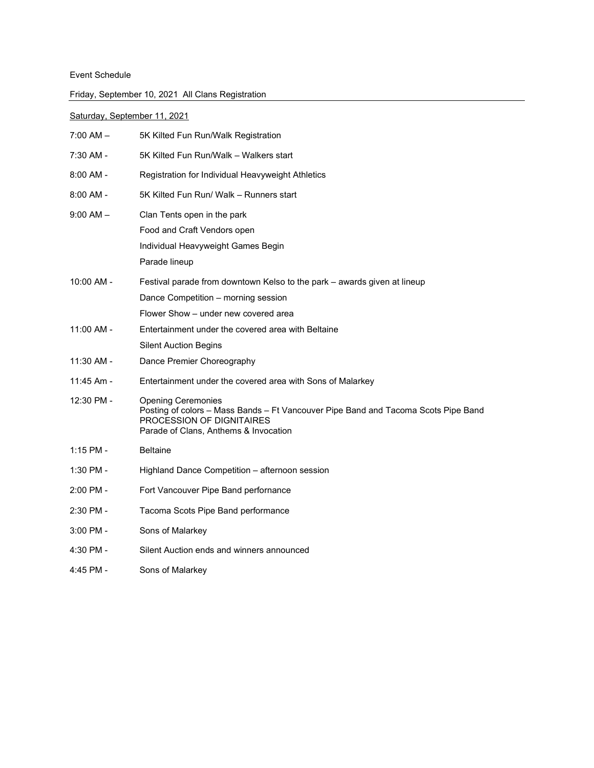Event Schedule

Friday, September 10, 2021  All Clans Registration

---

Saturday, September 11, 2021

| | |
|---|---|
| 7:00 AM – | 5K Kilted Fun Run/Walk Registration |
| 7:30 AM - | 5K Kilted Fun Run/Walk – Walkers start |
| 8:00 AM - | Registration for Individual Heavyweight Athletics |
| 8:00 AM - | 5K Kilted Fun Run/ Walk – Runners start |
| 9:00 AM – | Clan Tents open in the park<br>Food and Craft Vendors open<br>Individual Heavyweight Games Begin<br>Parade lineup |
| 10:00 AM - | Festival parade from downtown Kelso to the park – awards given at lineup<br>Dance Competition – morning session<br>Flower Show – under new covered area |
| 11:00 AM - | Entertainment under the covered area with Beltaine<br>Silent Auction Begins |
| 11:30 AM - | Dance Premier Choreography |
| 11:45 Am - | Entertainment under the covered area with Sons of Malarkey |
| 12:30 PM - | Opening Ceremonies<br>Posting of colors – Mass Bands – Ft Vancouver Pipe Band and Tacoma Scots Pipe Band<br>PROCESSION OF DIGNITAIRES<br>Parade of Clans, Anthems & Invocation |
| 1:15 PM - | Beltaine |
| 1:30 PM - | Highland Dance Competition – afternoon session |
| 2:00 PM - | Fort Vancouver Pipe Band performance |
| 2:30 PM - | Tacoma Scots Pipe Band performance |
| 3:00 PM - | Sons of Malarkey |
| 4:30 PM - | Silent Auction ends and winners announced |
| 4:45 PM - | Sons of Malarkey |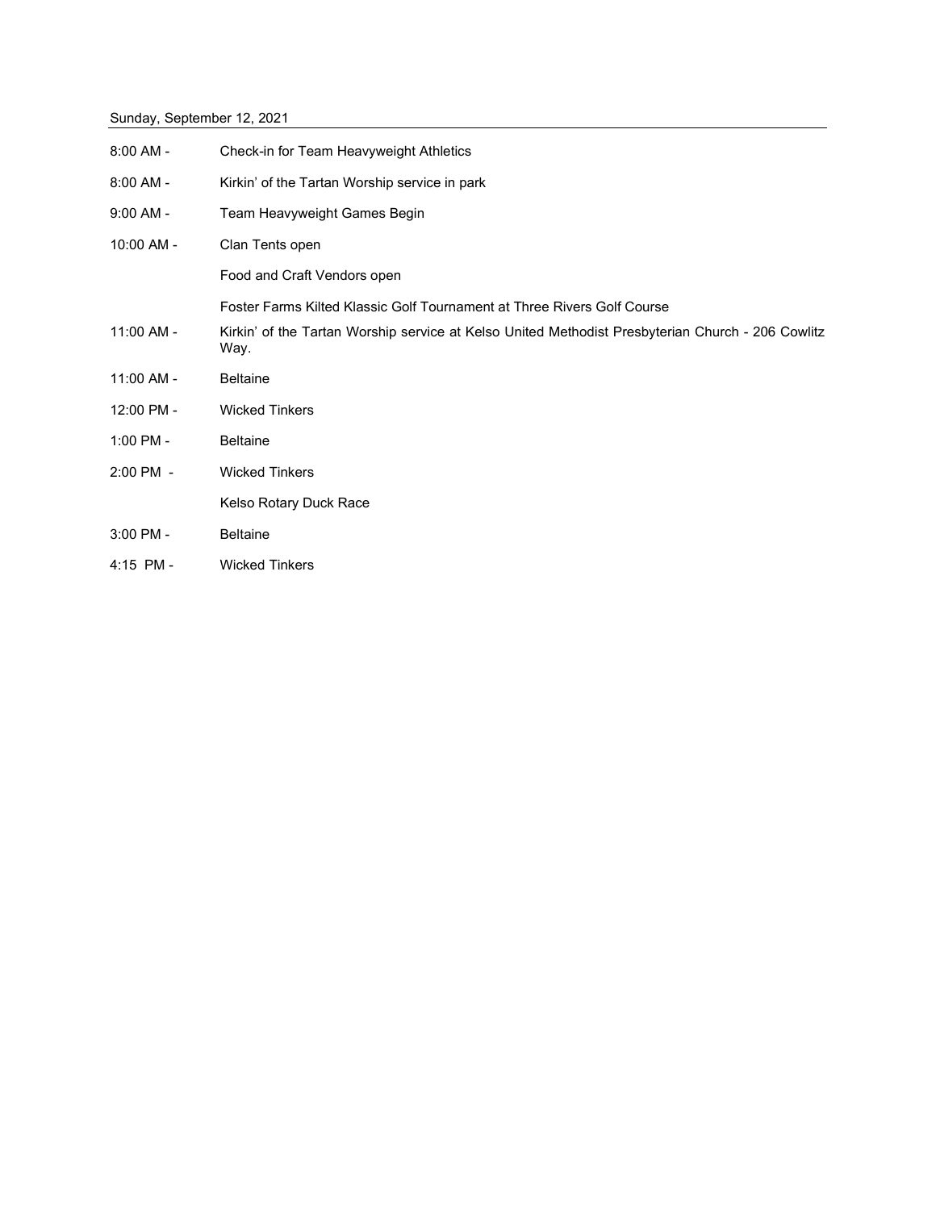Sunday, September 12, 2021

| | |
|---|---|
| 8:00 AM - | Check-in for Team Heavyweight Athletics |
| 8:00 AM - | Kirkin' of the Tartan Worship service in park |
| 9:00 AM - | Team Heavyweight Games Begin |
| 10:00 AM - | Clan Tents open |
| | Food and Craft Vendors open |
| | Foster Farms Kilted Klassic Golf Tournament at Three Rivers Golf Course |
| 11:00 AM - | Kirkin' of the Tartan Worship service at Kelso United Methodist Presbyterian Church - 206 Cowlitz Way. |
| 11:00 AM - | Beltaine |
| 12:00 PM - | Wicked Tinkers |
| 1:00 PM - | Beltaine |
| 2:00 PM - | Wicked Tinkers |
| | Kelso Rotary Duck Race |
| 3:00 PM - | Beltaine |
| 4:15 PM - | Wicked Tinkers |